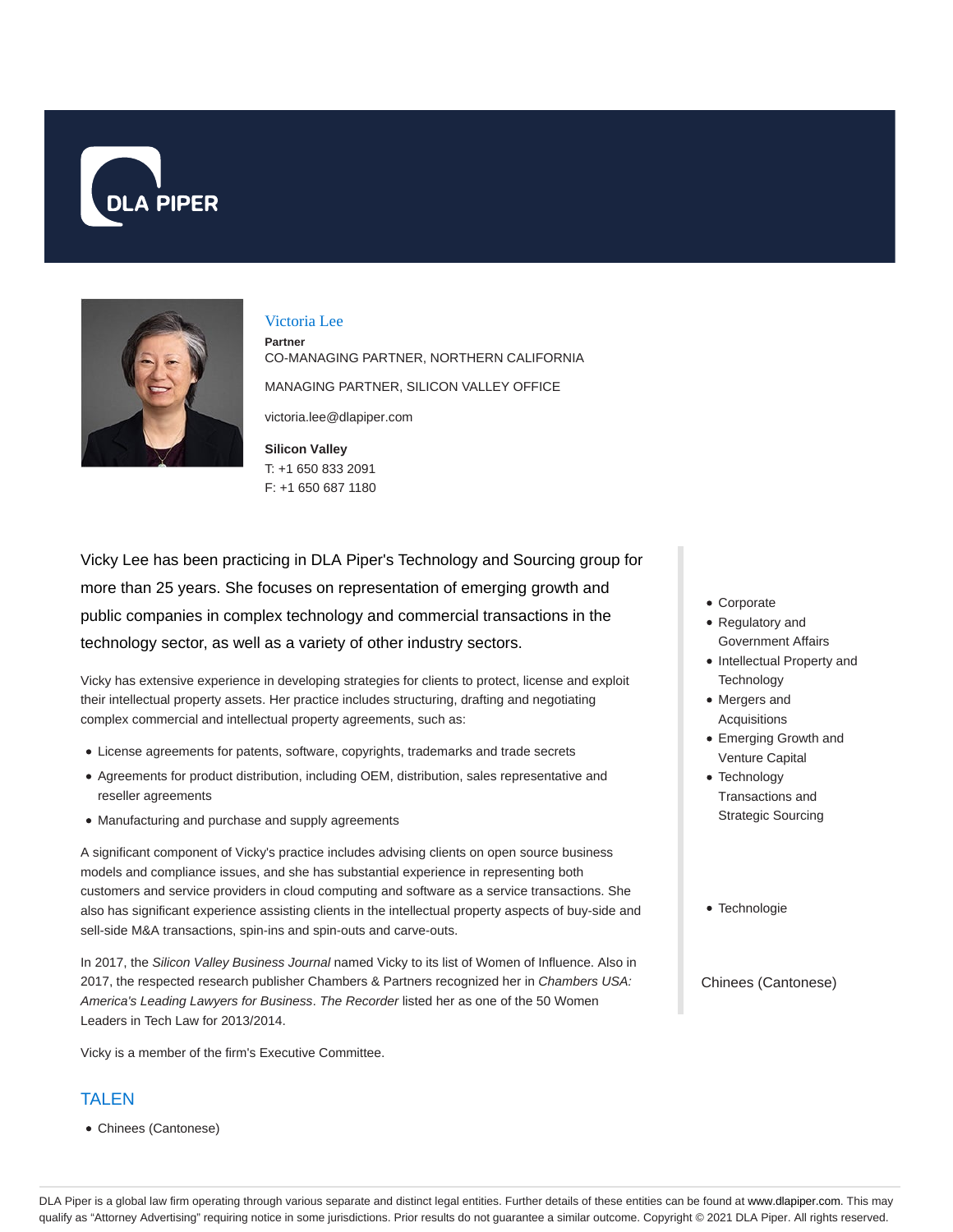# Victoria Lee

**Partner**

CO-MANAGING PARTNER, NORTHERN CALIFORNIA

MANAGING PARTNER, SILICON VALLEY OFFICE

victoria.lee@dlapiper.com

**Silicon Valley**
T: +1 650 833 2091
F: +1 650 687 1180

Vicky Lee has been practicing in DLA Piper's Technology and Sourcing group for more than 25 years. She focuses on representation of emerging growth and public companies in complex technology and commercial transactions in the technology sector, as well as a variety of other industry sectors.

Vicky has extensive experience in developing strategies for clients to protect, license and exploit their intellectual property assets. Her practice includes structuring, drafting and negotiating complex commercial and intellectual property agreements, such as:

- License agreements for patents, software, copyrights, trademarks and trade secrets
- Agreements for product distribution, including OEM, distribution, sales representative and reseller agreements
- Manufacturing and purchase and supply agreements

A significant component of Vicky's practice includes advising clients on open source business models and compliance issues, and she has substantial experience in representing both customers and service providers in cloud computing and software as a service transactions. She also has significant experience assisting clients in the intellectual property aspects of buy-side and sell-side M&A transactions, spin-ins and spin-outs and carve-outs.

In 2017, the *Silicon Valley Business Journal* named Vicky to its list of Women of Influence. Also in 2017, the respected research publisher Chambers & Partners recognized her in *Chambers USA: America's Leading Lawyers for Business*. *The Recorder* listed her as one of the 50 Women Leaders in Tech Law for 2013/2014.

Vicky is a member of the firm's Executive Committee.

- Corporate
- Regulatory and Government Affairs
- Intellectual Property and Technology
- Mergers and Acquisitions
- Emerging Growth and Venture Capital
- Technology Transactions and Strategic Sourcing

- Technologie

Chinees (Cantonese)

## TALEN

- Chinees (Cantonese)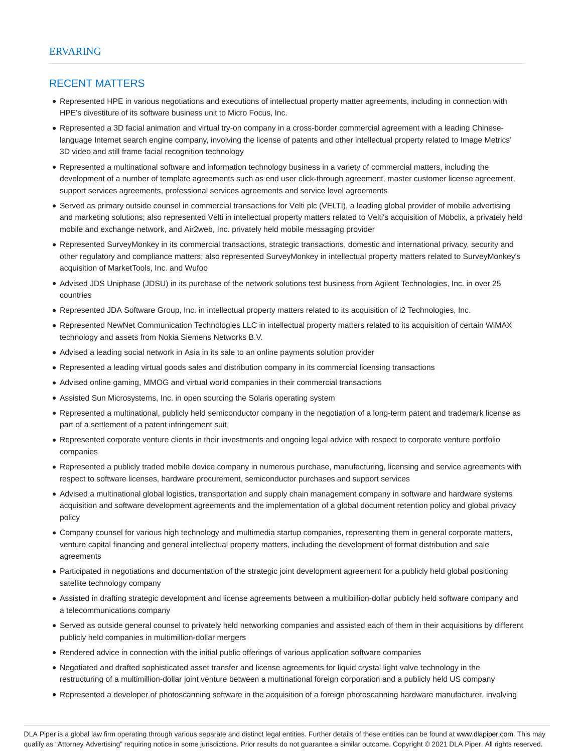## ERVARING

## RECENT MATTERS

- Represented HPE in various negotiations and executions of intellectual property matter agreements, including in connection with HPE's divestiture of its software business unit to Micro Focus, Inc.
- Represented a 3D facial animation and virtual try-on company in a cross-border commercial agreement with a leading Chinese-language Internet search engine company, involving the license of patents and other intellectual property related to Image Metrics' 3D video and still frame facial recognition technology
- Represented a multinational software and information technology business in a variety of commercial matters, including the development of a number of template agreements such as end user click-through agreement, master customer license agreement, support services agreements, professional services agreements and service level agreements
- Served as primary outside counsel in commercial transactions for Velti plc (VELTI), a leading global provider of mobile advertising and marketing solutions; also represented Velti in intellectual property matters related to Velti's acquisition of Mobclix, a privately held mobile and exchange network, and Air2web, Inc. privately held mobile messaging provider
- Represented SurveyMonkey in its commercial transactions, strategic transactions, domestic and international privacy, security and other regulatory and compliance matters; also represented SurveyMonkey in intellectual property matters related to SurveyMonkey's acquisition of MarketTools, Inc. and Wufoo
- Advised JDS Uniphase (JDSU) in its purchase of the network solutions test business from Agilent Technologies, Inc. in over 25 countries
- Represented JDA Software Group, Inc. in intellectual property matters related to its acquisition of i2 Technologies, Inc.
- Represented NewNet Communication Technologies LLC in intellectual property matters related to its acquisition of certain WiMAX technology and assets from Nokia Siemens Networks B.V.
- Advised a leading social network in Asia in its sale to an online payments solution provider
- Represented a leading virtual goods sales and distribution company in its commercial licensing transactions
- Advised online gaming, MMOG and virtual world companies in their commercial transactions
- Assisted Sun Microsystems, Inc. in open sourcing the Solaris operating system
- Represented a multinational, publicly held semiconductor company in the negotiation of a long-term patent and trademark license as part of a settlement of a patent infringement suit
- Represented corporate venture clients in their investments and ongoing legal advice with respect to corporate venture portfolio companies
- Represented a publicly traded mobile device company in numerous purchase, manufacturing, licensing and service agreements with respect to software licenses, hardware procurement, semiconductor purchases and support services
- Advised a multinational global logistics, transportation and supply chain management company in software and hardware systems acquisition and software development agreements and the implementation of a global document retention policy and global privacy policy
- Company counsel for various high technology and multimedia startup companies, representing them in general corporate matters, venture capital financing and general intellectual property matters, including the development of format distribution and sale agreements
- Participated in negotiations and documentation of the strategic joint development agreement for a publicly held global positioning satellite technology company
- Assisted in drafting strategic development and license agreements between a multibillion-dollar publicly held software company and a telecommunications company
- Served as outside general counsel to privately held networking companies and assisted each of them in their acquisitions by different publicly held companies in multimillion-dollar mergers
- Rendered advice in connection with the initial public offerings of various application software companies
- Negotiated and drafted sophisticated asset transfer and license agreements for liquid crystal light valve technology in the restructuring of a multimillion-dollar joint venture between a multinational foreign corporation and a publicly held US company
- Represented a developer of photoscanning software in the acquisition of a foreign photoscanning hardware manufacturer, involving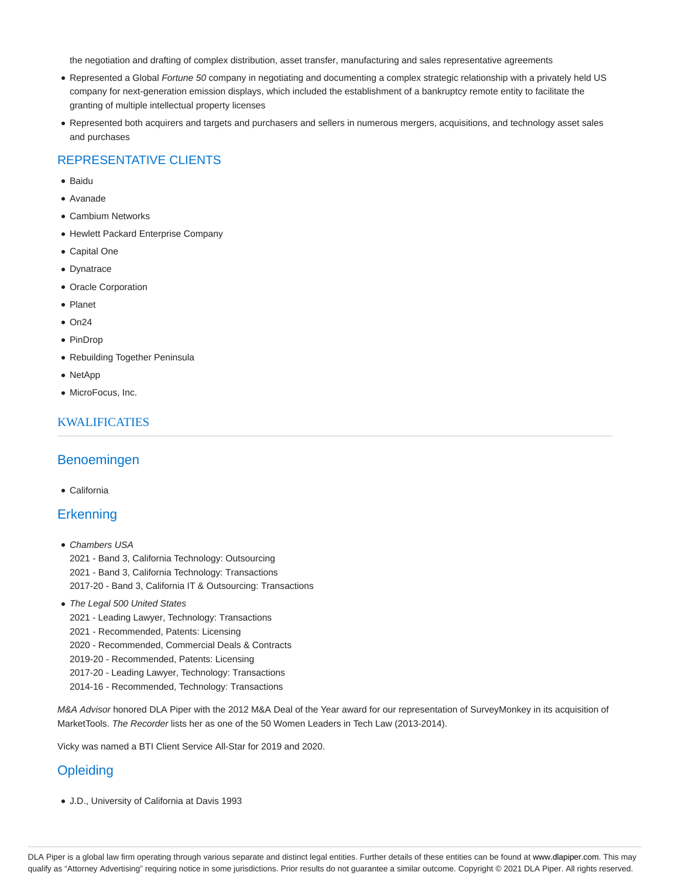the negotiation and drafting of complex distribution, asset transfer, manufacturing and sales representative agreements

- Represented a Global *Fortune 50* company in negotiating and documenting a complex strategic relationship with a privately held US company for next-generation emission displays, which included the establishment of a bankruptcy remote entity to facilitate the granting of multiple intellectual property licenses
- Represented both acquirers and targets and purchasers and sellers in numerous mergers, acquisitions, and technology asset sales and purchases

## REPRESENTATIVE CLIENTS

- Baidu
- Avanade
- Cambium Networks
- Hewlett Packard Enterprise Company
- Capital One
- Dynatrace
- Oracle Corporation
- Planet
- On24
- PinDrop
- Rebuilding Together Peninsula
- NetApp
- MicroFocus, Inc.

## KWALIFICATIES

### Benoemingen

- California

### Erkenning

- *Chambers USA*
  2021 - Band 3, California Technology: Outsourcing
  2021 - Band 3, California Technology: Transactions
  2017-20 - Band 3, California IT & Outsourcing: Transactions
- *The Legal 500 United States*
  2021 - Leading Lawyer, Technology: Transactions
  2021 - Recommended, Patents: Licensing
  2020 - Recommended, Commercial Deals & Contracts
  2019-20 - Recommended, Patents: Licensing
  2017-20 - Leading Lawyer, Technology: Transactions
  2014-16 - Recommended, Technology: Transactions

*M&A Advisor* honored DLA Piper with the 2012 M&A Deal of the Year award for our representation of SurveyMonkey in its acquisition of MarketTools. *The Recorder* lists her as one of the 50 Women Leaders in Tech Law (2013-2014).

Vicky was named a BTI Client Service All-Star for 2019 and 2020.

### Opleiding

- J.D., University of California at Davis 1993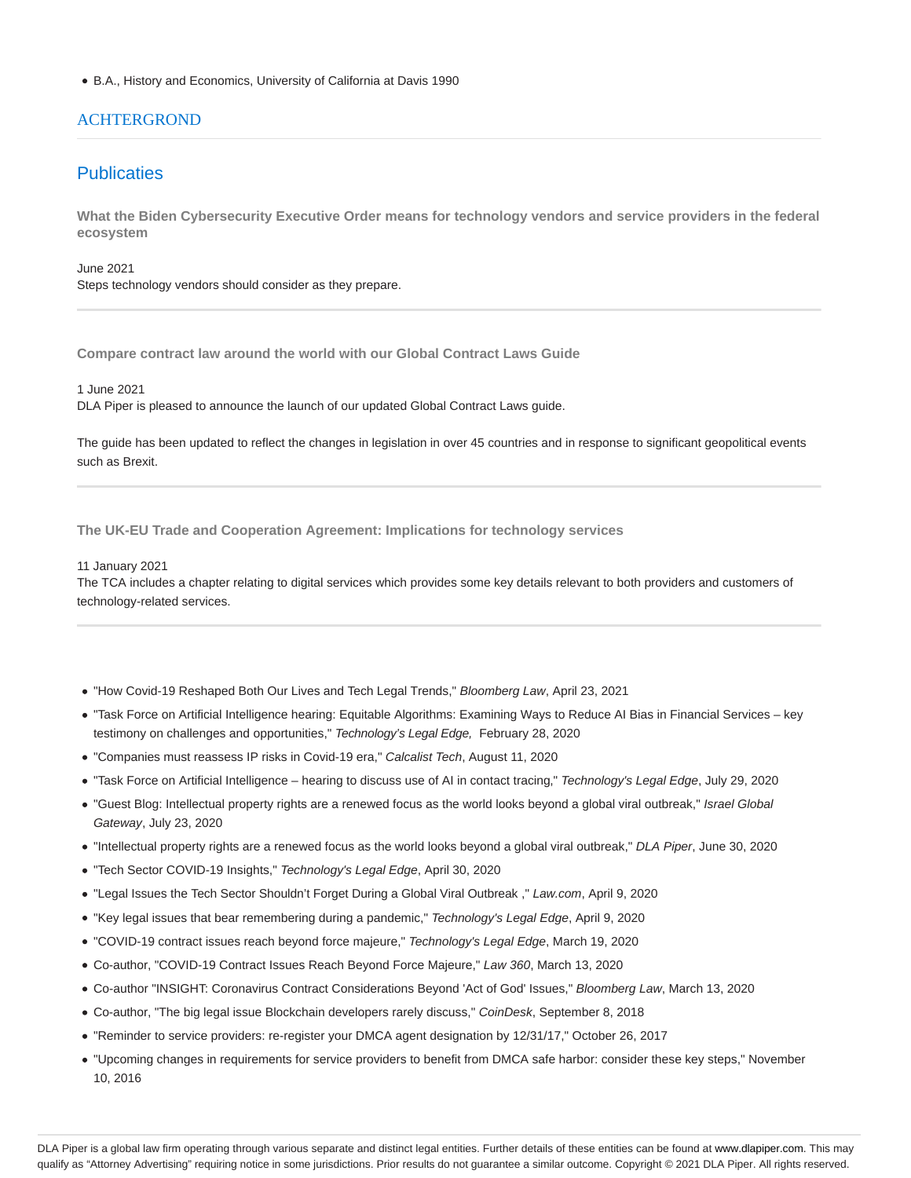- B.A., History and Economics, University of California at Davis 1990

## ACHTERGROND

## Publicaties

### What the Biden Cybersecurity Executive Order means for technology vendors and service providers in the federal ecosystem

June 2021
Steps technology vendors should consider as they prepare.

### Compare contract law around the world with our Global Contract Laws Guide

1 June 2021
DLA Piper is pleased to announce the launch of our updated Global Contract Laws guide.

The guide has been updated to reflect the changes in legislation in over 45 countries and in response to significant geopolitical events such as Brexit.

### The UK-EU Trade and Cooperation Agreement: Implications for technology services

11 January 2021
The TCA includes a chapter relating to digital services which provides some key details relevant to both providers and customers of technology-related services.

- "How Covid-19 Reshaped Both Our Lives and Tech Legal Trends," *Bloomberg Law*, April 23, 2021
- "Task Force on Artificial Intelligence hearing: Equitable Algorithms: Examining Ways to Reduce AI Bias in Financial Services – key testimony on challenges and opportunities," *Technology's Legal Edge,* February 28, 2020
- "Companies must reassess IP risks in Covid-19 era," *Calcalist Tech*, August 11, 2020
- "Task Force on Artificial Intelligence – hearing to discuss use of AI in contact tracing," *Technology's Legal Edge*, July 29, 2020
- "Guest Blog: Intellectual property rights are a renewed focus as the world looks beyond a global viral outbreak," *Israel Global Gateway*, July 23, 2020
- "Intellectual property rights are a renewed focus as the world looks beyond a global viral outbreak," *DLA Piper*, June 30, 2020
- "Tech Sector COVID-19 Insights," *Technology's Legal Edge*, April 30, 2020
- "Legal Issues the Tech Sector Shouldn't Forget During a Global Viral Outbreak ," *Law.com*, April 9, 2020
- "Key legal issues that bear remembering during a pandemic," *Technology's Legal Edge*, April 9, 2020
- "COVID-19 contract issues reach beyond force majeure," *Technology's Legal Edge*, March 19, 2020
- Co-author, "COVID-19 Contract Issues Reach Beyond Force Majeure," *Law 360*, March 13, 2020
- Co-author "INSIGHT: Coronavirus Contract Considerations Beyond 'Act of God' Issues," *Bloomberg Law*, March 13, 2020
- Co-author, "The big legal issue Blockchain developers rarely discuss," *CoinDesk*, September 8, 2018
- "Reminder to service providers: re-register your DMCA agent designation by 12/31/17," October 26, 2017
- "Upcoming changes in requirements for service providers to benefit from DMCA safe harbor: consider these key steps," November 10, 2016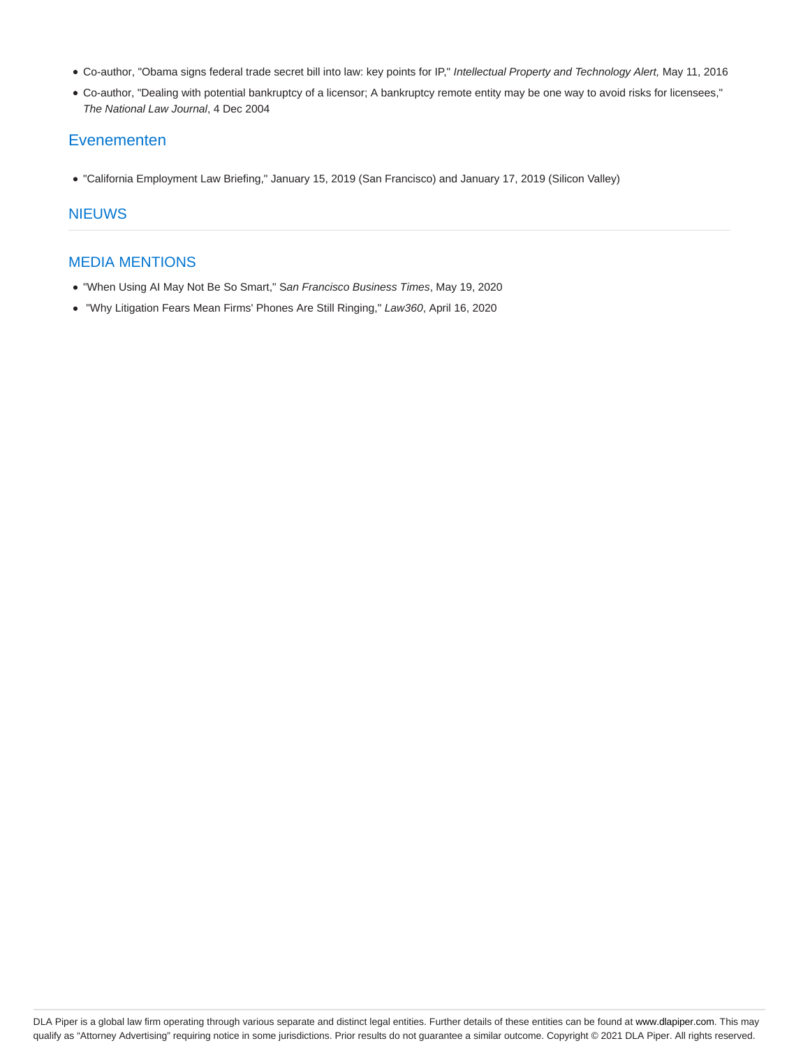- Co-author, "Obama signs federal trade secret bill into law: key points for IP," *Intellectual Property and Technology Alert,* May 11, 2016
- Co-author, "Dealing with potential bankruptcy of a licensor; A bankruptcy remote entity may be one way to avoid risks for licensees," *The National Law Journal*, 4 Dec 2004

## Evenementen

- "California Employment Law Briefing," January 15, 2019 (San Francisco) and January 17, 2019 (Silicon Valley)

## NIEUWS

## MEDIA MENTIONS

- "When Using AI May Not Be So Smart," S*an Francisco Business Times*, May 19, 2020
- "Why Litigation Fears Mean Firms' Phones Are Still Ringing," *Law360*, April 16, 2020

DLA Piper is a global law firm operating through various separate and distinct legal entities. Further details of these entities can be found at www.dlapiper.com. This may qualify as "Attorney Advertising" requiring notice in some jurisdictions. Prior results do not guarantee a similar outcome. Copyright © 2021 DLA Piper. All rights reserved.